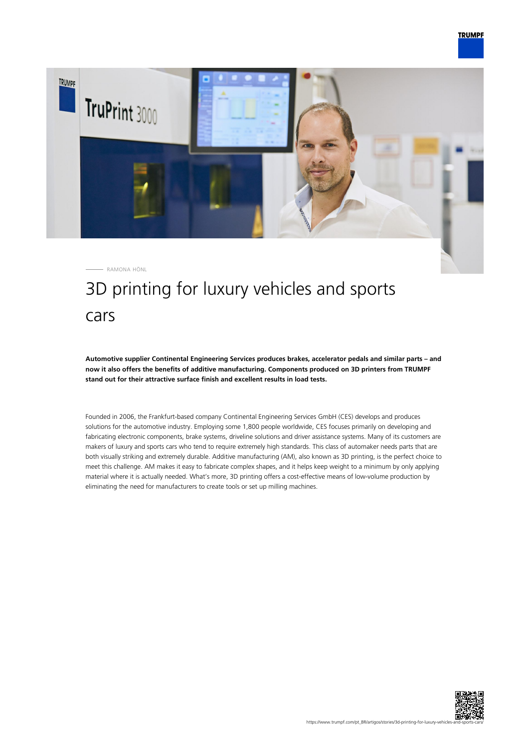RAMONA HÖNL

# 3D printing for luxury vehicles and sports cars

**Automotive supplier Continental Engineering Services produces brakes, accelerator pedals and similar parts – and now it also offers the benefits of additive manufacturing. Components produced on 3D printers from TRUMPF stand out for their attractive surface finish and excellent results in load tests.**

Founded in 2006, the Frankfurt-based company Continental Engineering Services GmbH (CES) develops and produces solutions for the automotive industry. Employing some 1,800 people worldwide, CES focuses primarily on developing and fabricating electronic components, brake systems, driveline solutions and driver assistance systems. Many of its customers are makers of luxury and sports cars who tend to require extremely high standards. This class of automaker needs parts that are both visually striking and extremely durable. Additive manufacturing (AM), also known as 3D printing, is the perfect choice to meet this challenge. AM makes it easy to fabricate complex shapes, and it helps keep weight to a minimum by only applying material where it is actually needed. What's more, 3D printing offers a cost-effective means of low-volume production by eliminating the need for manufacturers to create tools or set up milling machines.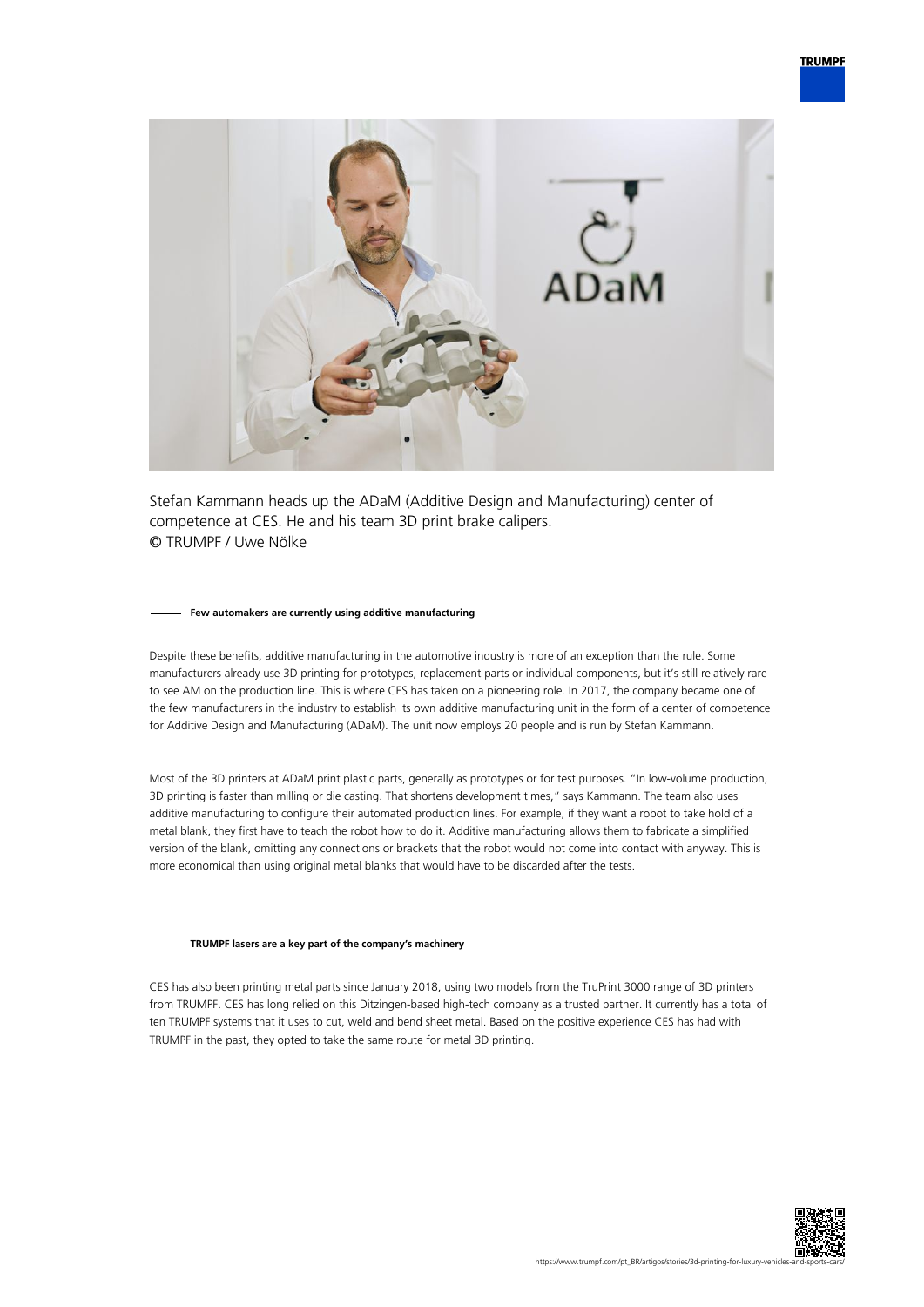Stefan Kammann heads up the ADaM (Additive Design and Manufacturing) center of competence at CES. He and his team 3D print brake calipers.
© TRUMPF / Uwe Nölke

### Few automakers are currently using additive manufacturing

Despite these benefits, additive manufacturing in the automotive industry is more of an exception than the rule. Some manufacturers already use 3D printing for prototypes, replacement parts or individual components, but it's still relatively rare to see AM on the production line. This is where CES has taken on a pioneering role. In 2017, the company became one of the few manufacturers in the industry to establish its own additive manufacturing unit in the form of a center of competence for Additive Design and Manufacturing (ADaM). The unit now employs 20 people and is run by Stefan Kammann.

Most of the 3D printers at ADaM print plastic parts, generally as prototypes or for test purposes. "In low-volume production, 3D printing is faster than milling or die casting. That shortens development times," says Kammann. The team also uses additive manufacturing to configure their automated production lines. For example, if they want a robot to take hold of a metal blank, they first have to teach the robot how to do it. Additive manufacturing allows them to fabricate a simplified version of the blank, omitting any connections or brackets that the robot would not come into contact with anyway. This is more economical than using original metal blanks that would have to be discarded after the tests.

### TRUMPF lasers are a key part of the company's machinery

CES has also been printing metal parts since January 2018, using two models from the TruPrint 3000 range of 3D printers from TRUMPF. CES has long relied on this Ditzingen-based high-tech company as a trusted partner. It currently has a total of ten TRUMPF systems that it uses to cut, weld and bend sheet metal. Based on the positive experience CES has had with TRUMPF in the past, they opted to take the same route for metal 3D printing.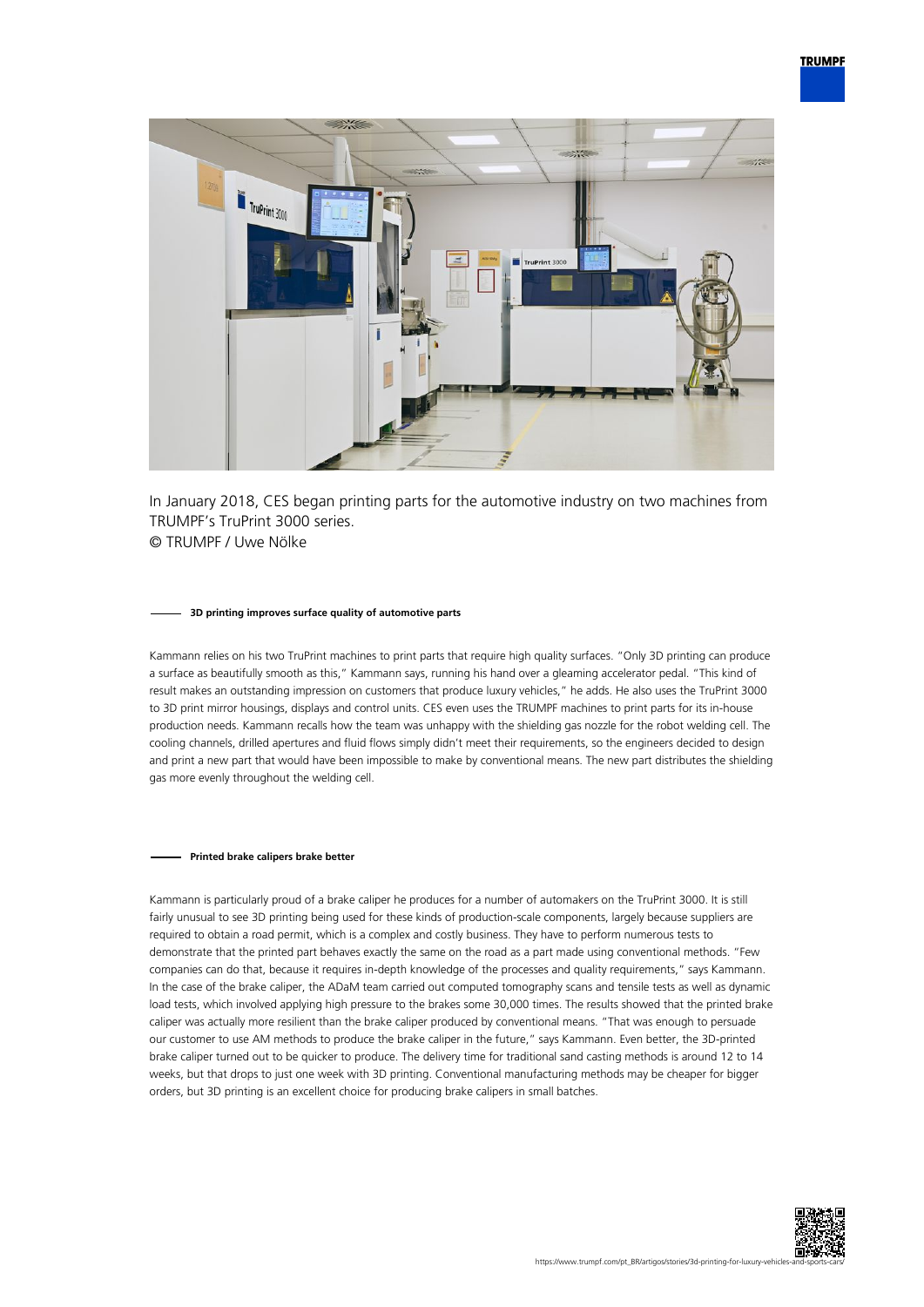In January 2018, CES began printing parts for the automotive industry on two machines from TRUMPF's TruPrint 3000 series.
© TRUMPF / Uwe Nölke

## 3D printing improves surface quality of automotive parts

Kammann relies on his two TruPrint machines to print parts that require high quality surfaces. "Only 3D printing can produce a surface as beautifully smooth as this," Kammann says, running his hand over a gleaming accelerator pedal. "This kind of result makes an outstanding impression on customers that produce luxury vehicles," he adds. He also uses the TruPrint 3000 to 3D print mirror housings, displays and control units. CES even uses the TRUMPF machines to print parts for its in-house production needs. Kammann recalls how the team was unhappy with the shielding gas nozzle for the robot welding cell. The cooling channels, drilled apertures and fluid flows simply didn't meet their requirements, so the engineers decided to design and print a new part that would have been impossible to make by conventional means. The new part distributes the shielding gas more evenly throughout the welding cell.

## Printed brake calipers brake better

Kammann is particularly proud of a brake caliper he produces for a number of automakers on the TruPrint 3000. It is still fairly unusual to see 3D printing being used for these kinds of production-scale components, largely because suppliers are required to obtain a road permit, which is a complex and costly business. They have to perform numerous tests to demonstrate that the printed part behaves exactly the same on the road as a part made using conventional methods. "Few companies can do that, because it requires in-depth knowledge of the processes and quality requirements," says Kammann. In the case of the brake caliper, the ADaM team carried out computed tomography scans and tensile tests as well as dynamic load tests, which involved applying high pressure to the brakes some 30,000 times. The results showed that the printed brake caliper was actually more resilient than the brake caliper produced by conventional means. "That was enough to persuade our customer to use AM methods to produce the brake caliper in the future," says Kammann. Even better, the 3D-printed brake caliper turned out to be quicker to produce. The delivery time for traditional sand casting methods is around 12 to 14 weeks, but that drops to just one week with 3D printing. Conventional manufacturing methods may be cheaper for bigger orders, but 3D printing is an excellent choice for producing brake calipers in small batches.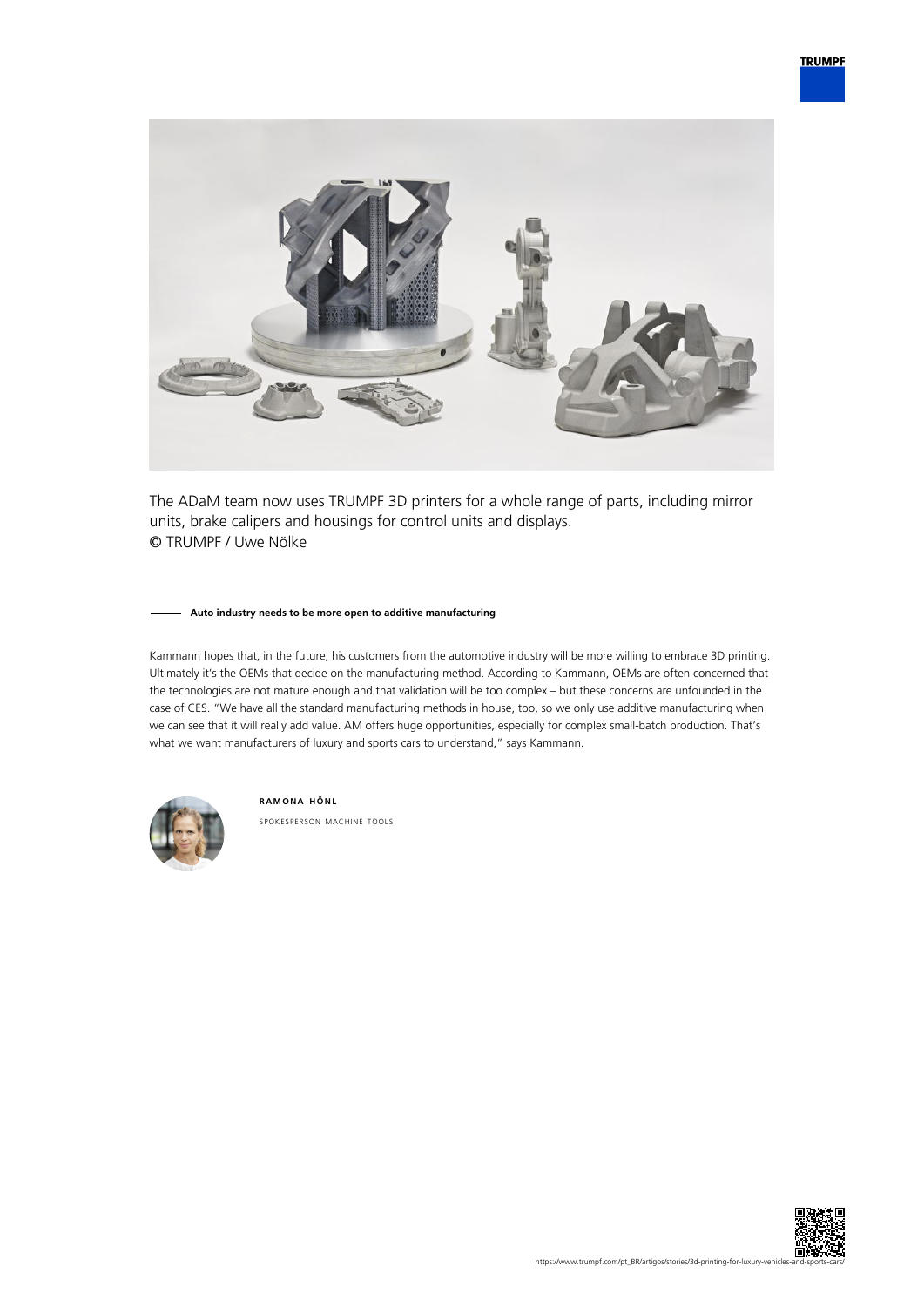The ADaM team now uses TRUMPF 3D printers for a whole range of parts, including mirror units, brake calipers and housings for control units and displays.
© TRUMPF / Uwe Nölke

### Auto industry needs to be more open to additive manufacturing

Kammann hopes that, in the future, his customers from the automotive industry will be more willing to embrace 3D printing. Ultimately it's the OEMs that decide on the manufacturing method. According to Kammann, OEMs are often concerned that the technologies are not mature enough and that validation will be too complex – but these concerns are unfounded in the case of CES. "We have all the standard manufacturing methods in house, too, so we only use additive manufacturing when we can see that it will really add value. AM offers huge opportunities, especially for complex small-batch production. That's what we want manufacturers of luxury and sports cars to understand," says Kammann.

**RAMONA HÖNL**

SPOKESPERSON MACHINE TOOLS

https://www.trumpf.com/pt_BR/artigos/stories/3d-printing-for-luxury-vehicles-and-sports-cars/